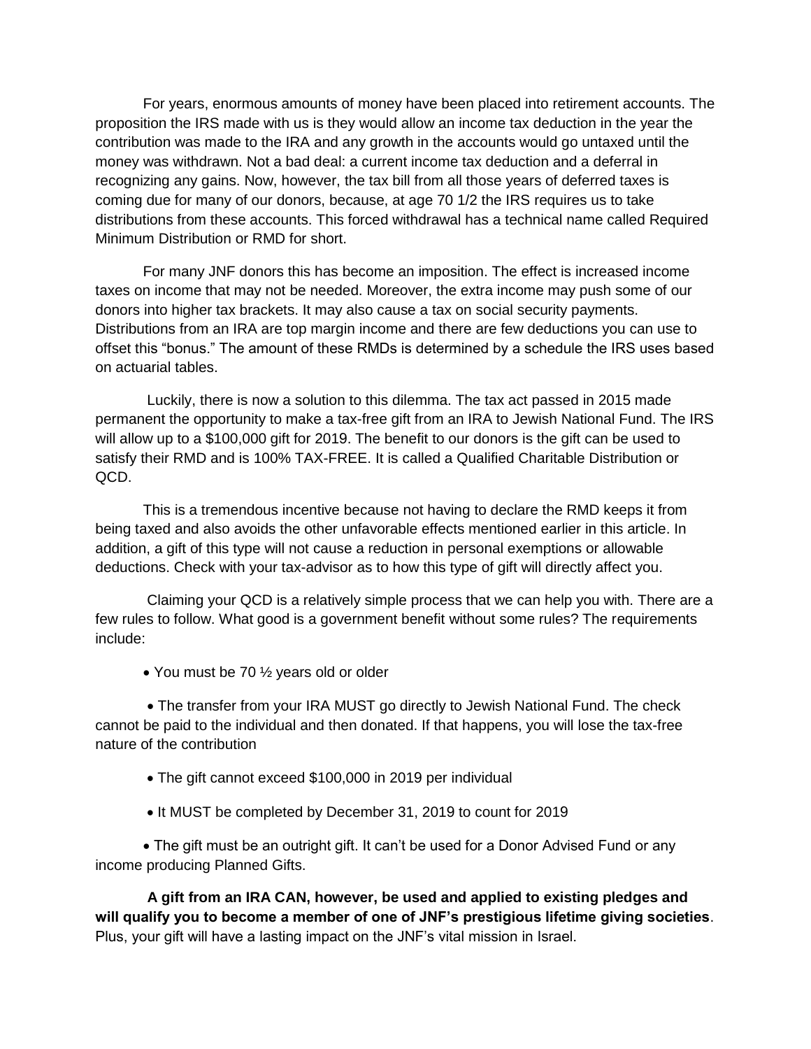For years, enormous amounts of money have been placed into retirement accounts. The proposition the IRS made with us is they would allow an income tax deduction in the year the contribution was made to the IRA and any growth in the accounts would go untaxed until the money was withdrawn. Not a bad deal: a current income tax deduction and a deferral in recognizing any gains. Now, however, the tax bill from all those years of deferred taxes is coming due for many of our donors, because, at age 70 1/2 the IRS requires us to take distributions from these accounts. This forced withdrawal has a technical name called Required Minimum Distribution or RMD for short.

For many JNF donors this has become an imposition. The effect is increased income taxes on income that may not be needed. Moreover, the extra income may push some of our donors into higher tax brackets. It may also cause a tax on social security payments. Distributions from an IRA are top margin income and there are few deductions you can use to offset this "bonus." The amount of these RMDs is determined by a schedule the IRS uses based on actuarial tables.

Luckily, there is now a solution to this dilemma. The tax act passed in 2015 made permanent the opportunity to make a tax-free gift from an IRA to Jewish National Fund. The IRS will allow up to a $100,000 gift for 2019. The benefit to our donors is the gift can be used to satisfy their RMD and is 100% TAX-FREE. It is called a Qualified Charitable Distribution or QCD.

This is a tremendous incentive because not having to declare the RMD keeps it from being taxed and also avoids the other unfavorable effects mentioned earlier in this article. In addition, a gift of this type will not cause a reduction in personal exemptions or allowable deductions. Check with your tax-advisor as to how this type of gift will directly affect you.

Claiming your QCD is a relatively simple process that we can help you with. There are a few rules to follow. What good is a government benefit without some rules? The requirements include:

- You must be 70 ½ years old or older
- The transfer from your IRA MUST go directly to Jewish National Fund. The check cannot be paid to the individual and then donated. If that happens, you will lose the tax-free nature of the contribution
- The gift cannot exceed $100,000 in 2019 per individual
- It MUST be completed by December 31, 2019 to count for 2019
- The gift must be an outright gift. It can't be used for a Donor Advised Fund or any income producing Planned Gifts.

**A gift from an IRA CAN, however, be used and applied to existing pledges and will qualify you to become a member of one of JNF's prestigious lifetime giving societies**. Plus, your gift will have a lasting impact on the JNF's vital mission in Israel.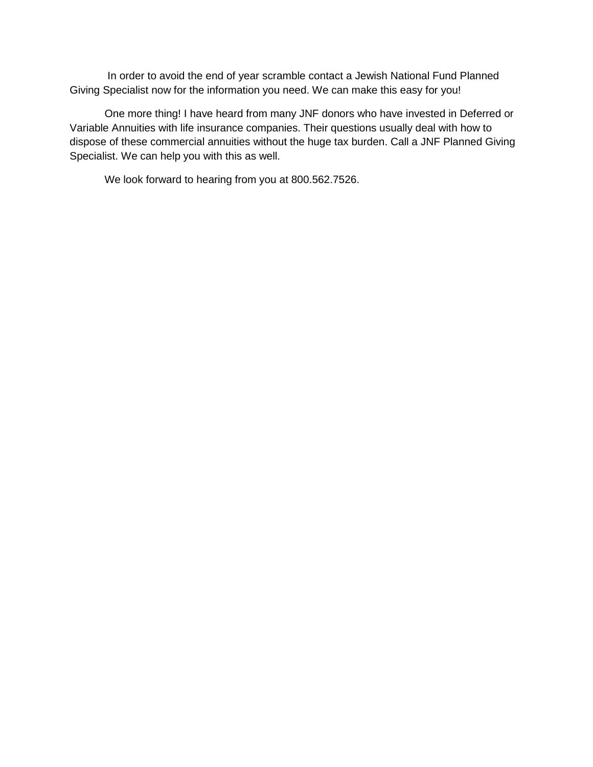In order to avoid the end of year scramble contact a Jewish National Fund Planned Giving Specialist now for the information you need. We can make this easy for you!

One more thing! I have heard from many JNF donors who have invested in Deferred or Variable Annuities with life insurance companies. Their questions usually deal with how to dispose of these commercial annuities without the huge tax burden. Call a JNF Planned Giving Specialist. We can help you with this as well.

We look forward to hearing from you at 800.562.7526.